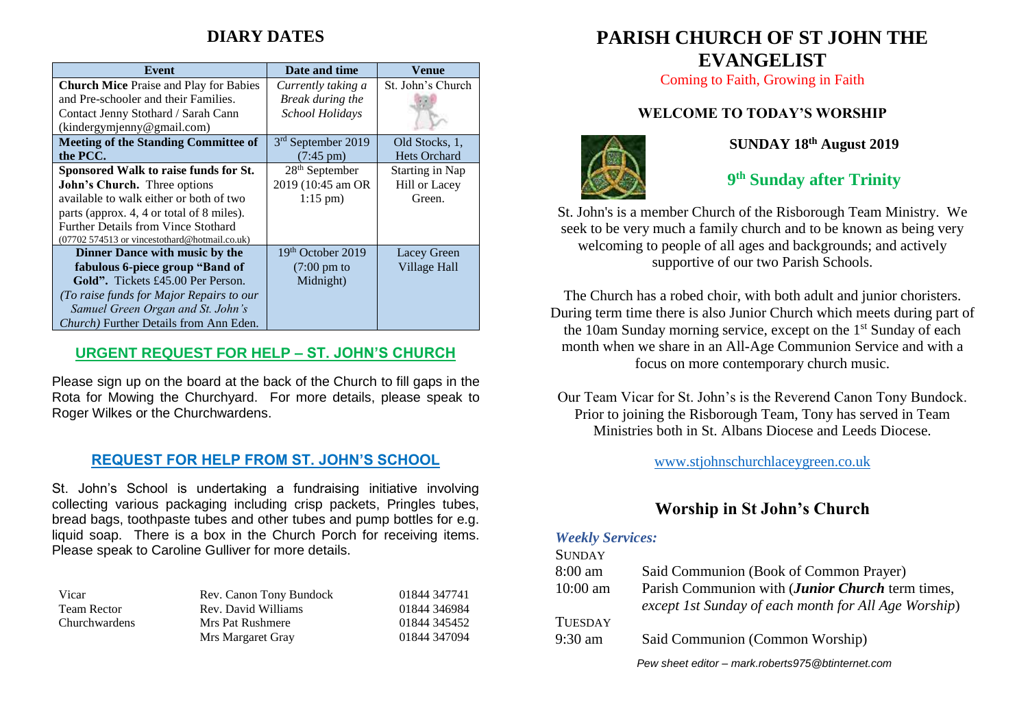## DIARY DATES

| Event | Date and time | Venue |
|---|---|---|
| **Church Mice** Praise and Play for Babies and Pre-schooler and their Families. Contact Jenny Stothard / Sarah Cann (kindergymjenny@gmail.com) | *Currently taking a Break during the School Holidays* | St. John's Church |
| **Meeting of the Standing Committee of the PCC.** | 3rd September 2019 (7:45 pm) | Old Stocks, 1, Hets Orchard |
| **Sponsored Walk to raise funds for St. John's Church.** Three options available to walk either or both of two parts (approx. 4, 4 or total of 8 miles). Further Details from Vince Stothard (07702 574513 or vincestothard@hotmail.co.uk) | 28th September 2019 (10:45 am OR 1:15 pm) | Starting in Nap Hill or Lacey Green. |
| **Dinner Dance with music by the fabulous 6-piece group "Band of Gold".** Tickets £45.00 Per Person. *(To raise funds for Major Repairs to our Samuel Green Organ and St. John's Church)* Further Details from Ann Eden. | 19th October 2019 (7:00 pm to Midnight) | Lacey Green Village Hall |

### URGENT REQUEST FOR HELP – ST. JOHN'S CHURCH

Please sign up on the board at the back of the Church to fill gaps in the Rota for Mowing the Churchyard. For more details, please speak to Roger Wilkes or the Churchwardens.

### REQUEST FOR HELP FROM ST. JOHN'S SCHOOL

St. John's School is undertaking a fundraising initiative involving collecting various packaging including crisp packets, Pringles tubes, bread bags, toothpaste tubes and other tubes and pump bottles for e.g. liquid soap. There is a box in the Church Porch for receiving items. Please speak to Caroline Gulliver for more details.

| | | |
|---|---|---|
| Vicar | Rev. Canon Tony Bundock | 01844 347741 |
| Team Rector | Rev. David Williams | 01844 346984 |
| Churchwardens | Mrs Pat Rushmere | 01844 345452 |
| | Mrs Margaret Gray | 01844 347094 |

# PARISH CHURCH OF ST JOHN THE EVANGELIST

Coming to Faith, Growing in Faith

### WELCOME TO TODAY'S WORSHIP

**SUNDAY 18th August 2019**

## 9th Sunday after Trinity

St. John's is a member Church of the Risborough Team Ministry. We seek to be very much a family church and to be known as being very welcoming to people of all ages and backgrounds; and actively supportive of our two Parish Schools.

The Church has a robed choir, with both adult and junior choristers. During term time there is also Junior Church which meets during part of the 10am Sunday morning service, except on the 1st Sunday of each month when we share in an All-Age Communion Service and with a focus on more contemporary church music.

Our Team Vicar for St. John's is the Reverend Canon Tony Bundock. Prior to joining the Risborough Team, Tony has served in Team Ministries both in St. Albans Diocese and Leeds Diocese.

www.stjohnschurchlaceygreen.co.uk

## Worship in St John's Church

***Weekly Services:***

SUNDAY

8:00 am — Said Communion (Book of Common Prayer)

10:00 am — Parish Communion with (***Junior Church*** term times, *except 1st Sunday of each month for All Age Worship*)

TUESDAY

9:30 am — Said Communion (Common Worship)

*Pew sheet editor – mark.roberts975@btinternet.com*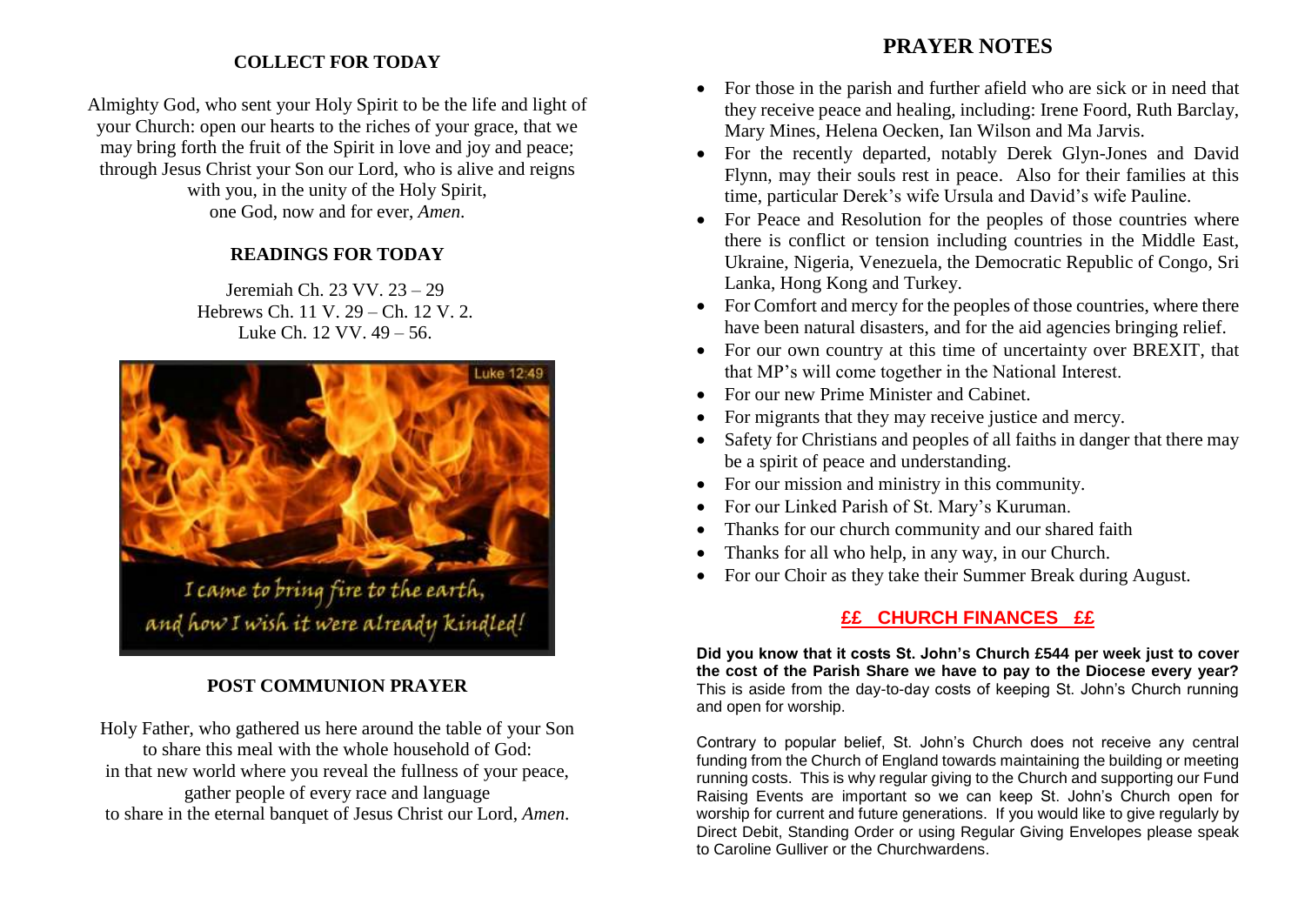## COLLECT FOR TODAY

Almighty God, who sent your Holy Spirit to be the life and light of your Church: open our hearts to the riches of your grace, that we may bring forth the fruit of the Spirit in love and joy and peace; through Jesus Christ your Son our Lord, who is alive and reigns with you, in the unity of the Holy Spirit, one God, now and for ever, *Amen.*

## READINGS FOR TODAY

Jeremiah Ch. 23 VV. 23 – 29
Hebrews Ch. 11 V. 29 – Ch. 12 V. 2.
Luke Ch. 12 VV. 49 – 56.

Luke 12:49

*I came to bring fire to the earth, and how I wish it were already kindled!*

## POST COMMUNION PRAYER

Holy Father, who gathered us here around the table of your Son to share this meal with the whole household of God: in that new world where you reveal the fullness of your peace, gather people of every race and language to share in the eternal banquet of Jesus Christ our Lord, *Amen.*

# PRAYER NOTES

- For those in the parish and further afield who are sick or in need that they receive peace and healing, including: Irene Foord, Ruth Barclay, Mary Mines, Helena Oecken, Ian Wilson and Ma Jarvis.
- For the recently departed, notably Derek Glyn-Jones and David Flynn, may their souls rest in peace. Also for their families at this time, particular Derek's wife Ursula and David's wife Pauline.
- For Peace and Resolution for the peoples of those countries where there is conflict or tension including countries in the Middle East, Ukraine, Nigeria, Venezuela, the Democratic Republic of Congo, Sri Lanka, Hong Kong and Turkey.
- For Comfort and mercy for the peoples of those countries, where there have been natural disasters, and for the aid agencies bringing relief.
- For our own country at this time of uncertainty over BREXIT, that that MP's will come together in the National Interest.
- For our new Prime Minister and Cabinet.
- For migrants that they may receive justice and mercy.
- Safety for Christians and peoples of all faiths in danger that there may be a spirit of peace and understanding.
- For our mission and ministry in this community.
- For our Linked Parish of St. Mary's Kuruman.
- Thanks for our church community and our shared faith
- Thanks for all who help, in any way, in our Church.
- For our Choir as they take their Summer Break during August.

## £££ CHURCH FINANCES £££

**Did you know that it costs St. John's Church £544 per week just to cover the cost of the Parish Share we have to pay to the Diocese every year?** This is aside from the day-to-day costs of keeping St. John's Church running and open for worship.

Contrary to popular belief, St. John's Church does not receive any central funding from the Church of England towards maintaining the building or meeting running costs. This is why regular giving to the Church and supporting our Fund Raising Events are important so we can keep St. John's Church open for worship for current and future generations. If you would like to give regularly by Direct Debit, Standing Order or using Regular Giving Envelopes please speak to Caroline Gulliver or the Churchwardens.